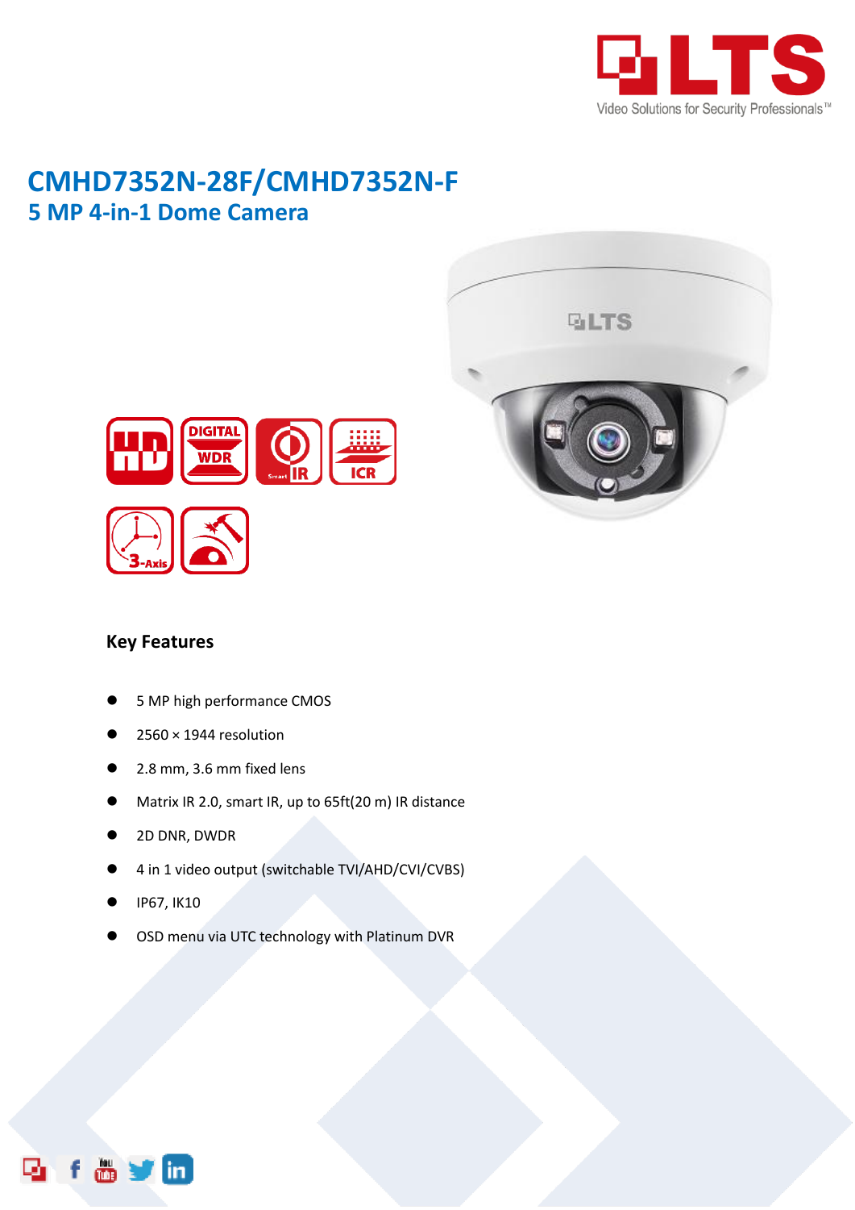# CMHD7352N-28F/CMHD7352N-F

## 5 MP 4-in-1 Dome Camera

### Key Features

- 5 MP high performance CMOS
- 2560 × 1944 resolution
- 2.8 mm, 3.6 mm fixed lens
- Matrix IR 2.0, smart IR, up to 65ft(20 m) IR distance
- 2D DNR, DWDR
- 4 in 1 video output (switchable TVI/AHD/CVI/CVBS)
- IP67, IK10
- OSD menu via UTC technology with Platinum DVR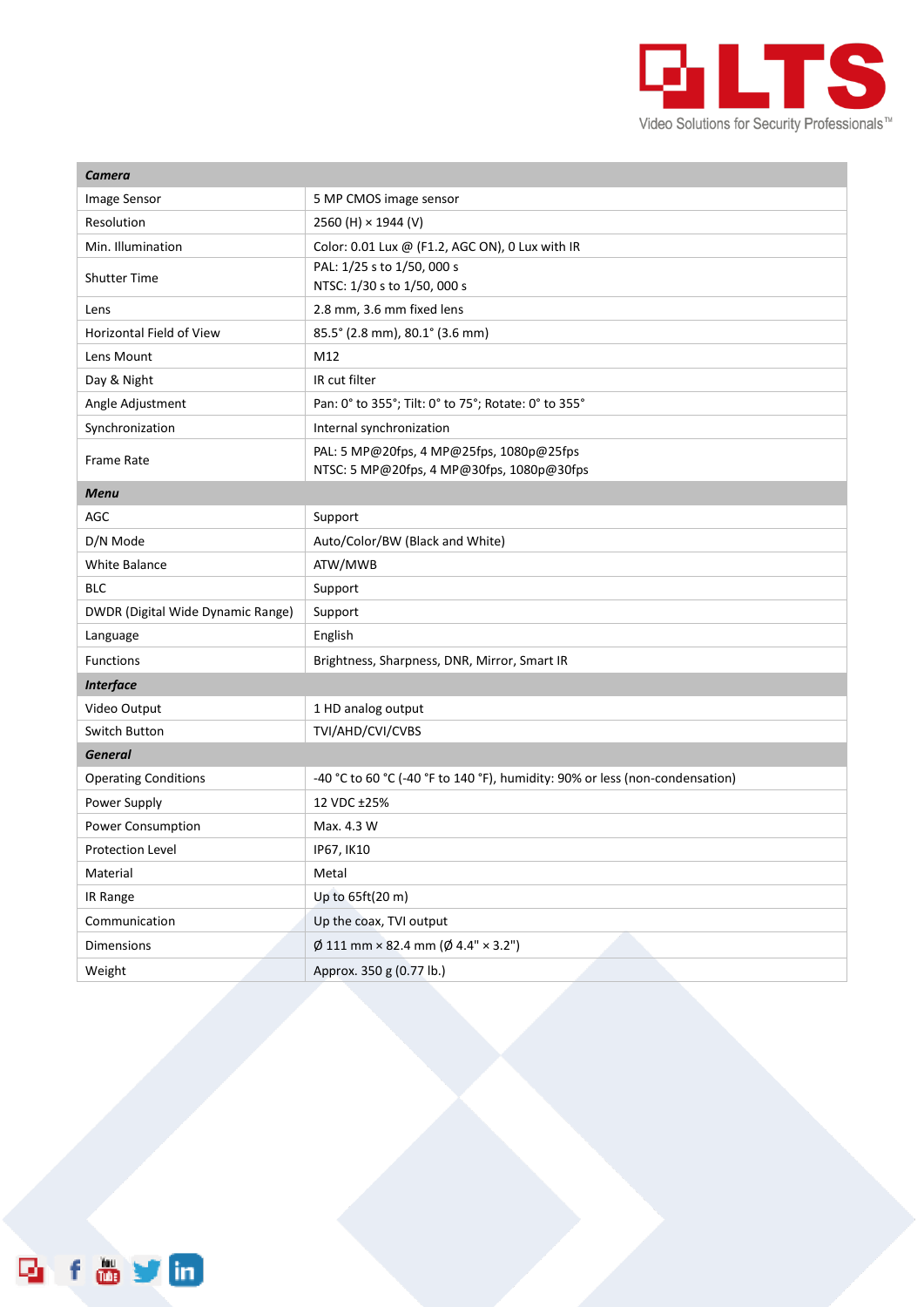| *Camera* | |
|---|---|
| Image Sensor | 5 MP CMOS image sensor |
| Resolution | 2560 (H) × 1944 (V) |
| Min. Illumination | Color: 0.01 Lux @ (F1.2, AGC ON), 0 Lux with IR |
| Shutter Time | PAL: 1/25 s to 1/50, 000 s<br>NTSC: 1/30 s to 1/50, 000 s |
| Lens | 2.8 mm, 3.6 mm fixed lens |
| Horizontal Field of View | 85.5° (2.8 mm), 80.1° (3.6 mm) |
| Lens Mount | M12 |
| Day & Night | IR cut filter |
| Angle Adjustment | Pan: 0° to 355°; Tilt: 0° to 75°; Rotate: 0° to 355° |
| Synchronization | Internal synchronization |
| Frame Rate | PAL: 5 MP@20fps, 4 MP@25fps, 1080p@25fps<br>NTSC: 5 MP@20fps, 4 MP@30fps, 1080p@30fps |
| *Menu* | |
| AGC | Support |
| D/N Mode | Auto/Color/BW (Black and White) |
| White Balance | ATW/MWB |
| BLC | Support |
| DWDR (Digital Wide Dynamic Range) | Support |
| Language | English |
| Functions | Brightness, Sharpness, DNR, Mirror, Smart IR |
| *Interface* | |
| Video Output | 1 HD analog output |
| Switch Button | TVI/AHD/CVI/CVBS |
| *General* | |
| Operating Conditions | -40 °C to 60 °C (-40 °F to 140 °F), humidity: 90% or less (non-condensation) |
| Power Supply | 12 VDC ±25% |
| Power Consumption | Max. 4.3 W |
| Protection Level | IP67, IK10 |
| Material | Metal |
| IR Range | Up to 65ft(20 m) |
| Communication | Up the coax, TVI output |
| Dimensions | Ø 111 mm × 82.4 mm (Ø 4.4" × 3.2") |
| Weight | Approx. 350 g (0.77 lb.) |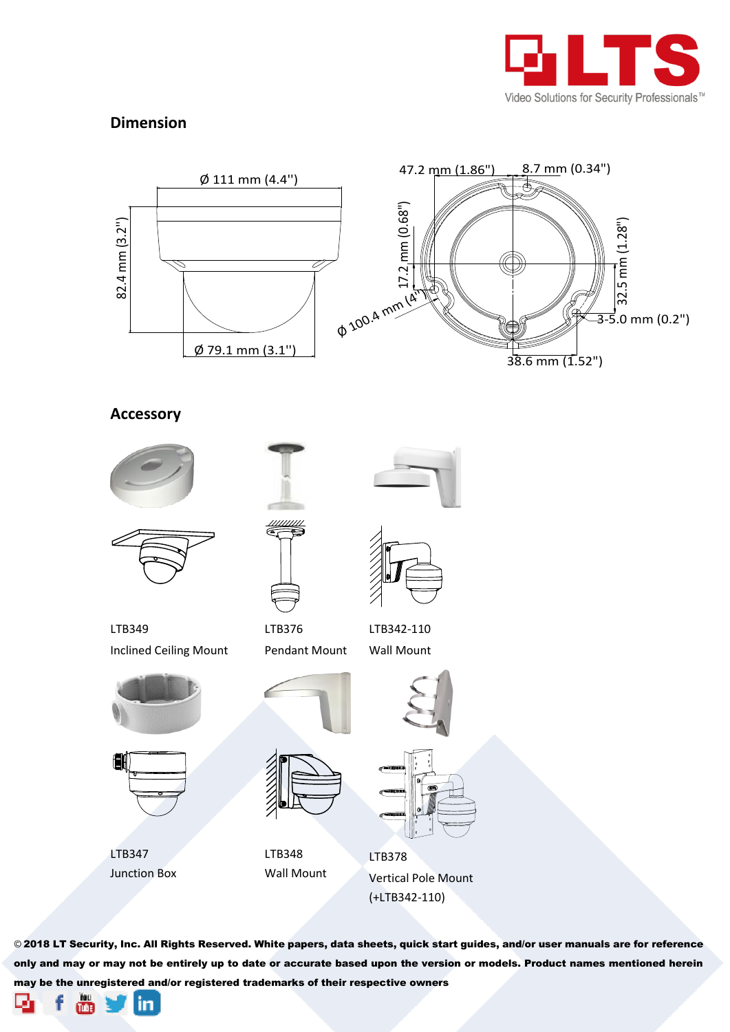## Dimension

Ø 111 mm (4.4'')

82.4 mm (3.2'')

Ø 79.1 mm (3.1'')

47.2 mm (1.86")

8.7 mm (0.34")

17.2 mm (0.68")

32.5 mm (1.28")

Ø 100.4 mm (4")

3-5.0 mm (0.2")

38.6 mm (1.52")

## Accessory

LTB349
Inclined Ceiling Mount

LTB376
Pendant Mount

LTB342-110
Wall Mount

LTB347
Junction Box

LTB348
Wall Mount

LTB378
Vertical Pole Mount
(+LTB342-110)

**© 2018 LT Security, Inc. All Rights Reserved. White papers, data sheets, quick start guides, and/or user manuals are for reference only and may or may not be entirely up to date or accurate based upon the version or models. Product names mentioned herein may be the unregistered and/or registered trademarks of their respective owners**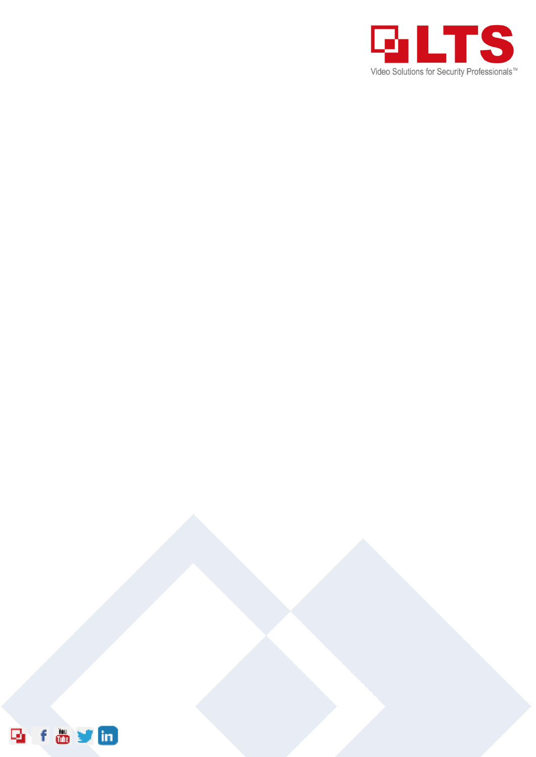LTS

Video Solutions for Security Professionals™